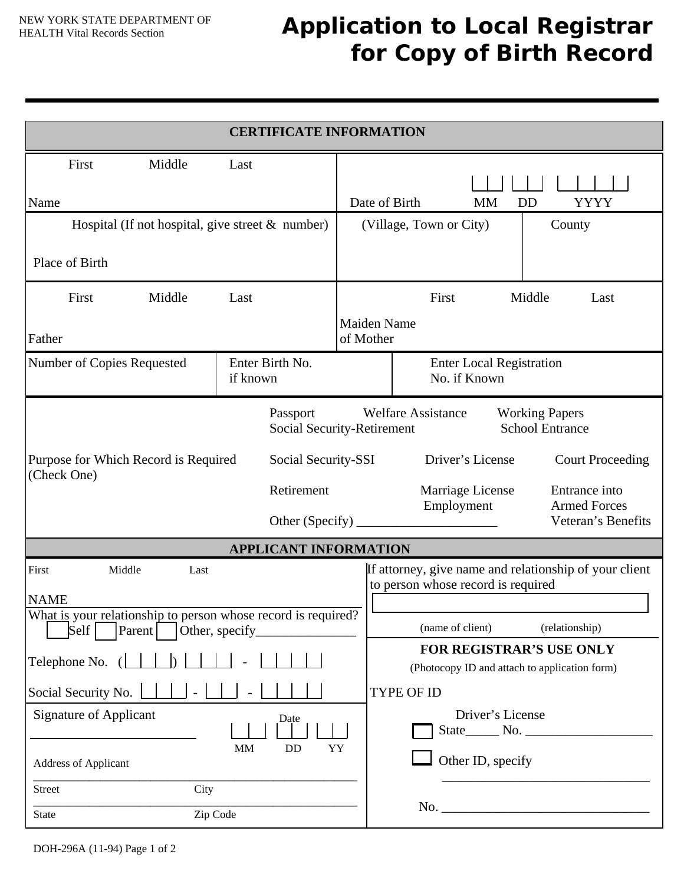NEW YORK STATE DEPARTMENT OF HEALTH Vital Records Section

# Application to Local Registrar for Copy of Birth Record

## CERTIFICATE INFORMATION

| | |
|---|---|
| Name — First / Middle / Last | Date of Birth MM DD YYYY |
| Place of Birth — Hospital (If not hospital, give street & number) | (Village, Town or City) / County |
| Father — First / Middle / Last | Maiden Name of Mother — First / Middle / Last |

| Number of Copies Requested | Enter Birth No. if known | Enter Local Registration No. if Known |
|---|---|---|
| | | |

**Purpose for Which Record is Required (Check One)**

- Passport
- Welfare Assistance
- Working Papers
- Social Security-Retirement
- School Entrance
- Social Security-SSI
- Driver's License
- Court Proceeding
- Retirement
- Marriage License
- Employment
- Entrance into Armed Forces
- Veteran's Benefits
- Other (Specify) ____________________

## APPLICANT INFORMATION

NAME — First / Middle / Last

What is your relationship to person whose record is required?
☐ Self ☐ Parent ☐ Other, specify_______________

Telephone No. ( ) -

Social Security No. - -

Signature of Applicant ________________________ Date MM DD YY

Address of Applicant

_______________________________________________
Street City

_______________________________________________
State Zip Code

If attorney, give name and relationship of your client to person whose record is required

(name of client) (relationship)

### FOR REGISTRAR'S USE ONLY

(Photocopy ID and attach to application form)

TYPE OF ID

☐ Driver's License State_____ No. ___________________

☐ Other ID, specify _______________________________

No. _______________________________

DOH-296A (11-94) Page 1 of 2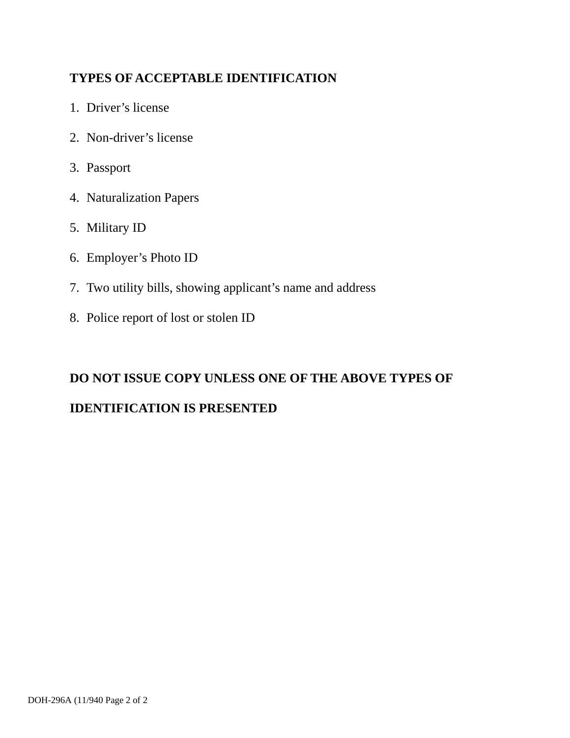**TYPES OF ACCEPTABLE IDENTIFICATION**

1. Driver's license
2. Non-driver's license
3. Passport
4. Naturalization Papers
5. Military ID
6. Employer's Photo ID
7. Two utility bills, showing applicant's name and address
8. Police report of lost or stolen ID

**DO NOT ISSUE COPY UNLESS ONE OF THE ABOVE TYPES OF IDENTIFICATION IS PRESENTED**

DOH-296A (11/940